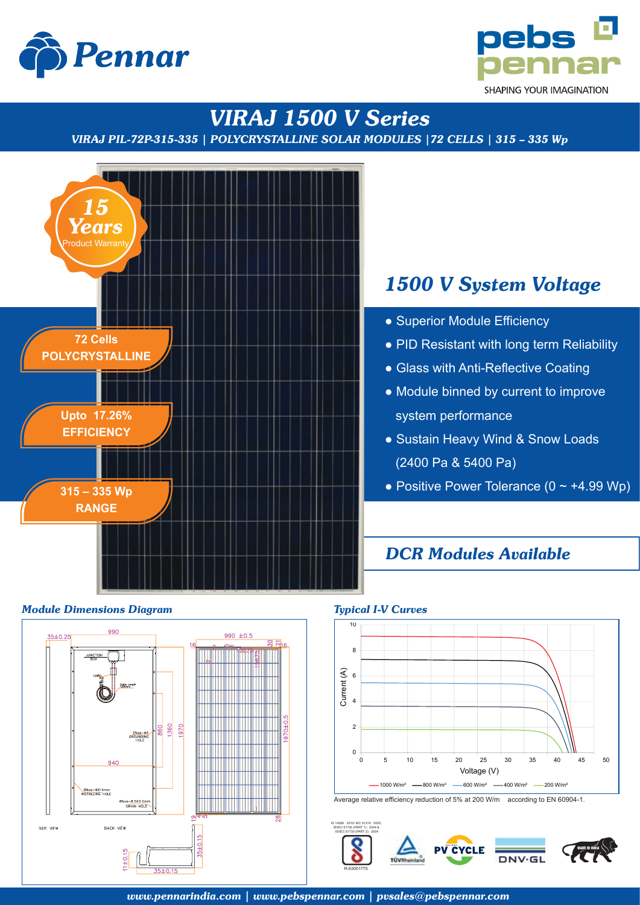Pennar

pebs pennar

SHAPING YOUR IMAGINATION

# VIRAJ 1500 V Series

***VIRAJ PIL-72P-315-335 | POLYCRYSTALLINE SOLAR MODULES |72 CELLS | 315 – 335 Wp***

**15 Years** Product Warranty

**72 Cells POLYCRYSTALLINE**

**Upto 17.26% EFFICIENCY**

**315 – 335 Wp RANGE**

## 1500 V System Voltage

- Superior Module Efficiency
- PID Resistant with long term Reliability
- Glass with Anti-Reflective Coating
- Module binned by current to improve system performance
- Sustain Heavy Wind & Snow Loads (2400 Pa & 5400 Pa)
- Positive Power Tolerance (0 ~ +4.99 Wp)

## DCR Modules Available

### Module Dimensions Diagram

35±0.25, 990, 990 ±0.5, JUNCTION BOX, LABEL, Cable Length, 2Nos-Φ4 GROUNDING HOLE, 860, 1360, 1970, 1970±0.5, 940, 8Nos-9X14mm INSTALLING HOLE, 8Nos-8.5X3.5mm DRAIN HOLE, SIDE VIEW, BACK VIEW, 11±0.15, 35±0.15, 35±0.15

### Typical I-V Curves

Current (A) vs Voltage (V) — 1000 W/m², 800 W/m², 600 W/m², 400 W/m², 200 W/m²

Average relative efficiency reduction of 5% at 200 W/m according to EN 60904-1.

IS 14286 : 2010/ IEC 61215 : 2005, IS/IEC 61730 (PART 1) : 2004 & IS/IEC 61730 (PART 2) : 2004

R-63001775

TÜVRheinland | PV CYCLE | DNV·GL | MAKE IN INDIA

***www.pennarindia.com | www.pebspennar.com | pvsales@pebspennar.com***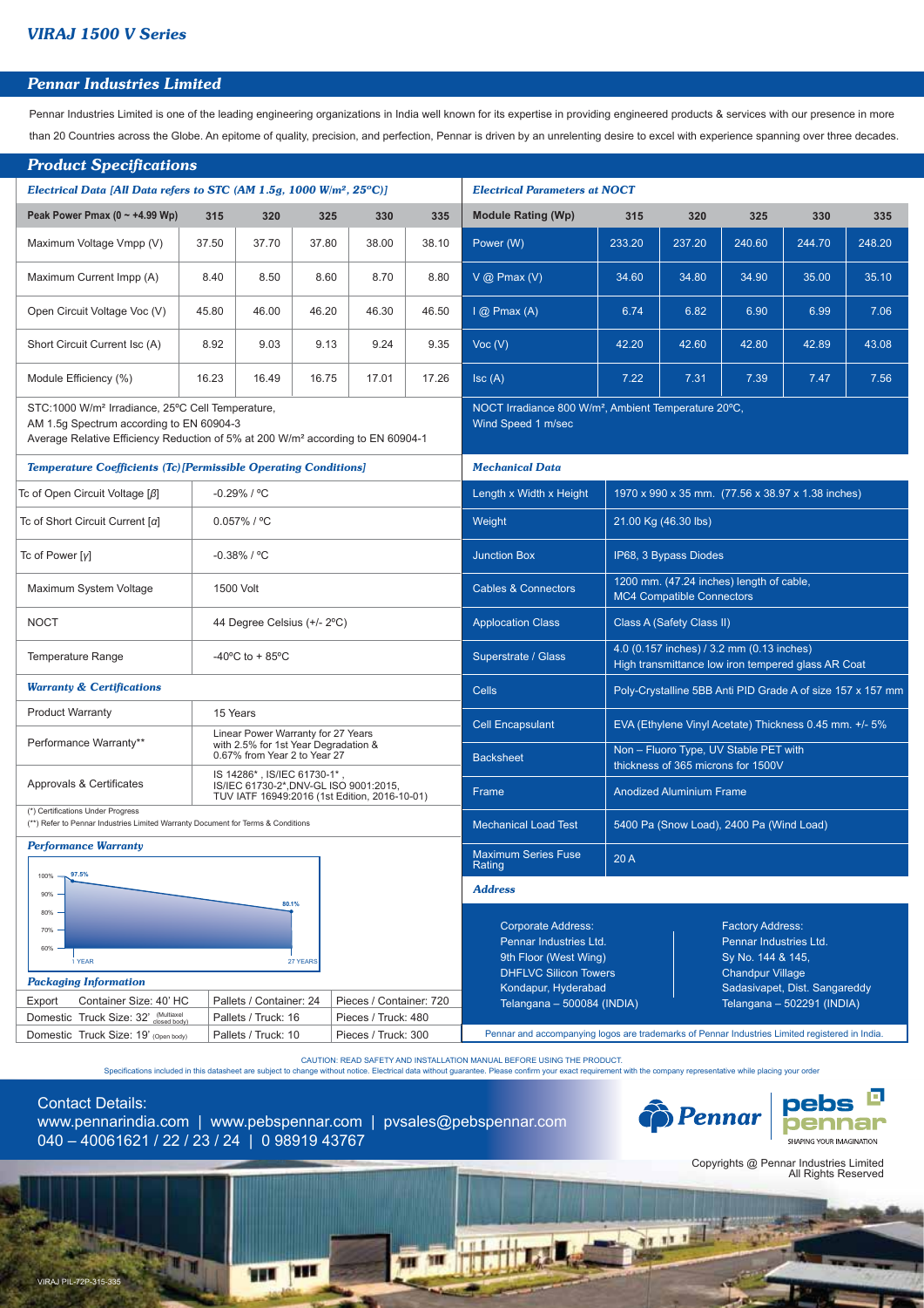## *VIRAJ 1500 V Series*

## *Pennar Industries Limited*

Pennar Industries Limited is one of the leading engineering organizations in India well known for its expertise in providing engineered products & services with our presence in more than 20 Countries across the Globe. An epitome of quality, precision, and perfection, Pennar is driven by an unrelenting desire to excel with experience spanning over three decades.

## *Product Specifications*

### *Electrical Data [All Data refers to STC (AM 1.5g, 1000 W/m², 25ºC)]*

| Peak Power Pmax (0 ~ +4.99 Wp) | 315 | 320 | 325 | 330 | 335 |
|---|---|---|---|---|---|
| Maximum Voltage Vmpp (V) | 37.50 | 37.70 | 37.80 | 38.00 | 38.10 |
| Maximum Current Impp (A) | 8.40 | 8.50 | 8.60 | 8.70 | 8.80 |
| Open Circuit Voltage Voc (V) | 45.80 | 46.00 | 46.20 | 46.30 | 46.50 |
| Short Circuit Current Isc (A) | 8.92 | 9.03 | 9.13 | 9.24 | 9.35 |
| Module Efficiency (%) | 16.23 | 16.49 | 16.75 | 17.01 | 17.26 |

STC:1000 W/m² Irradiance, 25ºC Cell Temperature,
AM 1.5g Spectrum according to EN 60904-3
Average Relative Efficiency Reduction of 5% at 200 W/m² according to EN 60904-1

### *Electrical Parameters at NOCT*

| Module Rating (Wp) | 315 | 320 | 325 | 330 | 335 |
|---|---|---|---|---|---|
| Power (W) | 233.20 | 237.20 | 240.60 | 244.70 | 248.20 |
| V @ Pmax (V) | 34.60 | 34.80 | 34.90 | 35.00 | 35.10 |
| I @ Pmax (A) | 6.74 | 6.82 | 6.90 | 6.99 | 7.06 |
| Voc (V) | 42.20 | 42.60 | 42.80 | 42.89 | 43.08 |
| Isc (A) | 7.22 | 7.31 | 7.39 | 7.47 | 7.56 |

NOCT Irradiance 800 W/m², Ambient Temperature 20ºC,
Wind Speed 1 m/sec

### *Temperature Coefficients (Tc) [Permissible Operating Conditions]*

| | |
|---|---|
| Tc of Open Circuit Voltage [$\beta$] | -0.29% / ºC |
| Tc of Short Circuit Current [$\alpha$] | 0.057% / ºC |
| Tc of Power [$\gamma$] | -0.38% / ºC |
| Maximum System Voltage | 1500 Volt |
| NOCT | 44 Degree Celsius (+/- 2ºC) |
| Temperature Range | -40ºC to + 85ºC |

### *Warranty & Certifications*

| | |
|---|---|
| Product Warranty | 15 Years |
| Performance Warranty** | Linear Power Warranty for 27 Years with 2.5% for 1st Year Degradation & 0.67% from Year 2 to Year 27 |
| Approvals & Certificates | IS 14286* , IS/IEC 61730-1* , IS/IEC 61730-2*,DNV-GL ISO 9001:2015, TUV IATF 16949:2016 (1st Edition, 2016-10-01) |

(*) Certifications Under Progress
(**) Refer to Pennar Industries Limited Warranty Document for Terms & Conditions

### *Performance Warranty*

100%
90%
80%
70%
60%
97.5%
80.1%
1 YEAR
27 YEARS

### *Packaging Information*

| | | |
|---|---|---|
| Export Container Size: 40' HC | Pallets / Container: 24 | Pieces / Container: 720 |
| Domestic Truck Size: 32' (Multiaxel closed body) | Pallets / Truck: 16 | Pieces / Truck: 480 |
| Domestic Truck Size: 19' (Open body) | Pallets / Truck: 10 | Pieces / Truck: 300 |

### *Mechanical Data*

| | |
|---|---|
| Length x Width x Height | 1970 x 990 x 35 mm. (77.56 x 38.97 x 1.38 inches) |
| Weight | 21.00 Kg (46.30 lbs) |
| Junction Box | IP68, 3 Bypass Diodes |
| Cables & Connectors | 1200 mm. (47.24 inches) length of cable, MC4 Compatible Connectors |
| Applocation Class | Class A (Safety Class II) |
| Superstrate / Glass | 4.0 (0.157 inches) / 3.2 mm (0.13 inches) High transmittance low iron tempered glass AR Coat |
| Cells | Poly-Crystalline 5BB Anti PID Grade A of size 157 x 157 mm |
| Cell Encapsulant | EVA (Ethylene Vinyl Acetate) Thickness 0.45 mm. +/- 5% |
| Backsheet | Non – Fluoro Type, UV Stable PET with thickness of 365 microns for 1500V |
| Frame | Anodized Aluminium Frame |
| Mechanical Load Test | 5400 Pa (Snow Load), 2400 Pa (Wind Load) |
| Maximum Series Fuse Rating | 20 A |

### *Address*

Corporate Address:
Pennar Industries Ltd.
9th Floor (West Wing)
DHFLVC Silicon Towers
Kondapur, Hyderabad
Telangana – 500084 (INDIA)

Factory Address:
Pennar Industries Ltd.
Sy No. 144 & 145,
Chandpur Village
Sadasivapet, Dist. Sangareddy
Telangana – 502291 (INDIA)

Pennar and accompanying logos are trademarks of Pennar Industries Limited registered in India.

CAUTION: READ SAFETY AND INSTALLATION MANUAL BEFORE USING THE PRODUCT.
Specifications included in this datasheet are subject to change without notice. Electrical data without guarantee. Please confirm your exact requirement with the company representative while placing your order

Contact Details:
www.pennarindia.com | www.pebspennar.com | pvsales@pebspennar.com
040 – 40061621 / 22 / 23 / 24 | 0 98919 43767

Pennar | pebs pennar SHAPING YOUR IMAGINATION

Copyrights @ Pennar Industries Limited
All Rights Reserved

VIRAJ PIL-72P-315-335